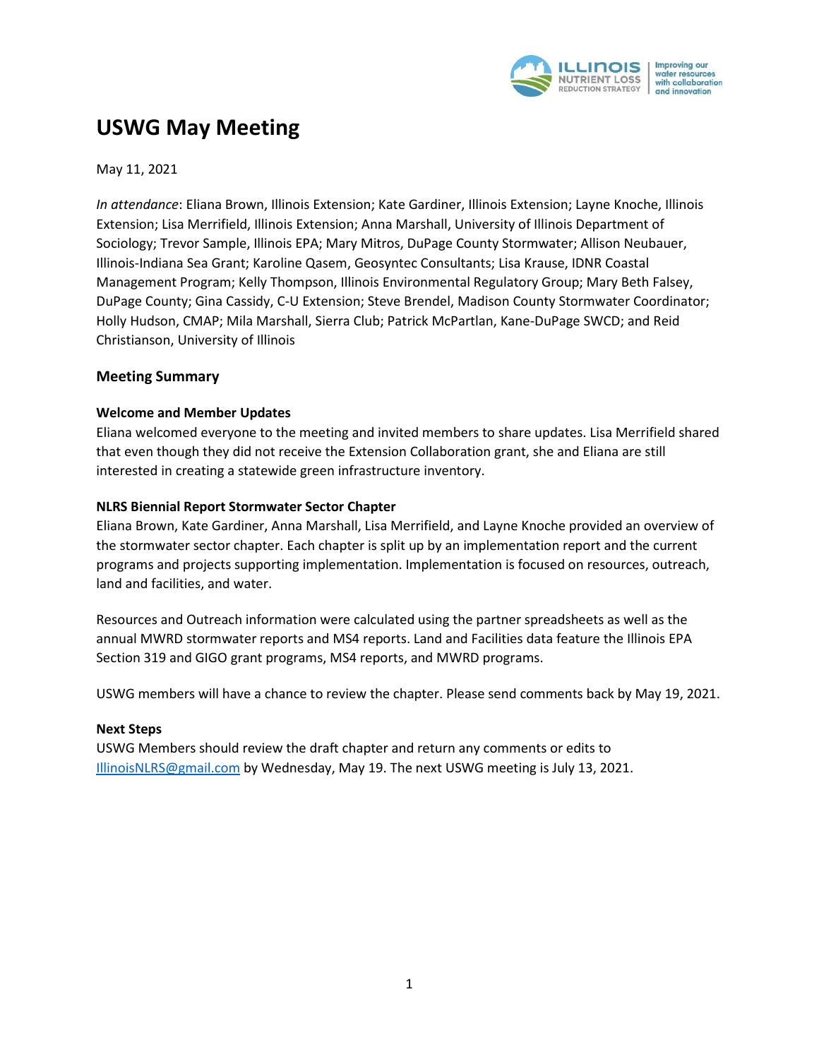# USWG May Meeting

May 11, 2021

*In attendance*: Eliana Brown, Illinois Extension; Kate Gardiner, Illinois Extension; Layne Knoche, Illinois Extension; Lisa Merrifield, Illinois Extension; Anna Marshall, University of Illinois Department of Sociology; Trevor Sample, Illinois EPA; Mary Mitros, DuPage County Stormwater; Allison Neubauer, Illinois-Indiana Sea Grant; Karoline Qasem, Geosyntec Consultants; Lisa Krause, IDNR Coastal Management Program; Kelly Thompson, Illinois Environmental Regulatory Group; Mary Beth Falsey, DuPage County; Gina Cassidy, C-U Extension; Steve Brendel, Madison County Stormwater Coordinator; Holly Hudson, CMAP; Mila Marshall, Sierra Club; Patrick McPartlan, Kane-DuPage SWCD; and Reid Christianson, University of Illinois

## Meeting Summary

### Welcome and Member Updates

Eliana welcomed everyone to the meeting and invited members to share updates. Lisa Merrifield shared that even though they did not receive the Extension Collaboration grant, she and Eliana are still interested in creating a statewide green infrastructure inventory.

### NLRS Biennial Report Stormwater Sector Chapter

Eliana Brown, Kate Gardiner, Anna Marshall, Lisa Merrifield, and Layne Knoche provided an overview of the stormwater sector chapter. Each chapter is split up by an implementation report and the current programs and projects supporting implementation. Implementation is focused on resources, outreach, land and facilities, and water.

Resources and Outreach information were calculated using the partner spreadsheets as well as the annual MWRD stormwater reports and MS4 reports. Land and Facilities data feature the Illinois EPA Section 319 and GIGO grant programs, MS4 reports, and MWRD programs.

USWG members will have a chance to review the chapter. Please send comments back by May 19, 2021.

### Next Steps

USWG Members should review the draft chapter and return any comments or edits to IllinoisNLRS@gmail.com by Wednesday, May 19. The next USWG meeting is July 13, 2021.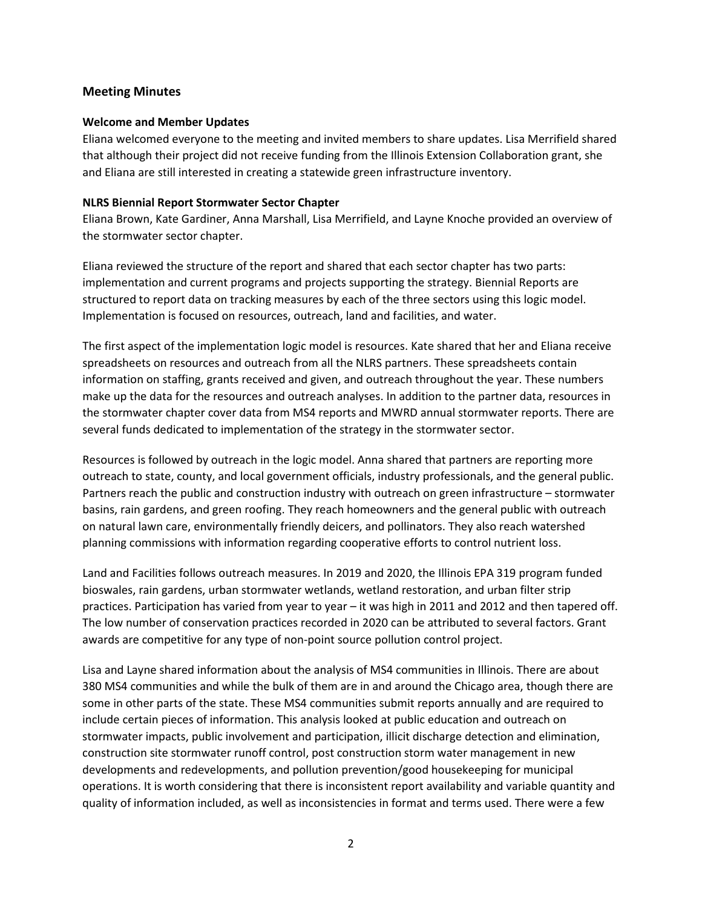## Meeting Minutes

### Welcome and Member Updates

Eliana welcomed everyone to the meeting and invited members to share updates. Lisa Merrifield shared that although their project did not receive funding from the Illinois Extension Collaboration grant, she and Eliana are still interested in creating a statewide green infrastructure inventory.

### NLRS Biennial Report Stormwater Sector Chapter

Eliana Brown, Kate Gardiner, Anna Marshall, Lisa Merrifield, and Layne Knoche provided an overview of the stormwater sector chapter.

Eliana reviewed the structure of the report and shared that each sector chapter has two parts: implementation and current programs and projects supporting the strategy. Biennial Reports are structured to report data on tracking measures by each of the three sectors using this logic model. Implementation is focused on resources, outreach, land and facilities, and water.

The first aspect of the implementation logic model is resources. Kate shared that her and Eliana receive spreadsheets on resources and outreach from all the NLRS partners. These spreadsheets contain information on staffing, grants received and given, and outreach throughout the year. These numbers make up the data for the resources and outreach analyses. In addition to the partner data, resources in the stormwater chapter cover data from MS4 reports and MWRD annual stormwater reports. There are several funds dedicated to implementation of the strategy in the stormwater sector.

Resources is followed by outreach in the logic model. Anna shared that partners are reporting more outreach to state, county, and local government officials, industry professionals, and the general public. Partners reach the public and construction industry with outreach on green infrastructure – stormwater basins, rain gardens, and green roofing. They reach homeowners and the general public with outreach on natural lawn care, environmentally friendly deicers, and pollinators. They also reach watershed planning commissions with information regarding cooperative efforts to control nutrient loss.

Land and Facilities follows outreach measures. In 2019 and 2020, the Illinois EPA 319 program funded bioswales, rain gardens, urban stormwater wetlands, wetland restoration, and urban filter strip practices. Participation has varied from year to year – it was high in 2011 and 2012 and then tapered off. The low number of conservation practices recorded in 2020 can be attributed to several factors. Grant awards are competitive for any type of non-point source pollution control project.

Lisa and Layne shared information about the analysis of MS4 communities in Illinois. There are about 380 MS4 communities and while the bulk of them are in and around the Chicago area, though there are some in other parts of the state. These MS4 communities submit reports annually and are required to include certain pieces of information. This analysis looked at public education and outreach on stormwater impacts, public involvement and participation, illicit discharge detection and elimination, construction site stormwater runoff control, post construction storm water management in new developments and redevelopments, and pollution prevention/good housekeeping for municipal operations. It is worth considering that there is inconsistent report availability and variable quantity and quality of information included, as well as inconsistencies in format and terms used. There were a few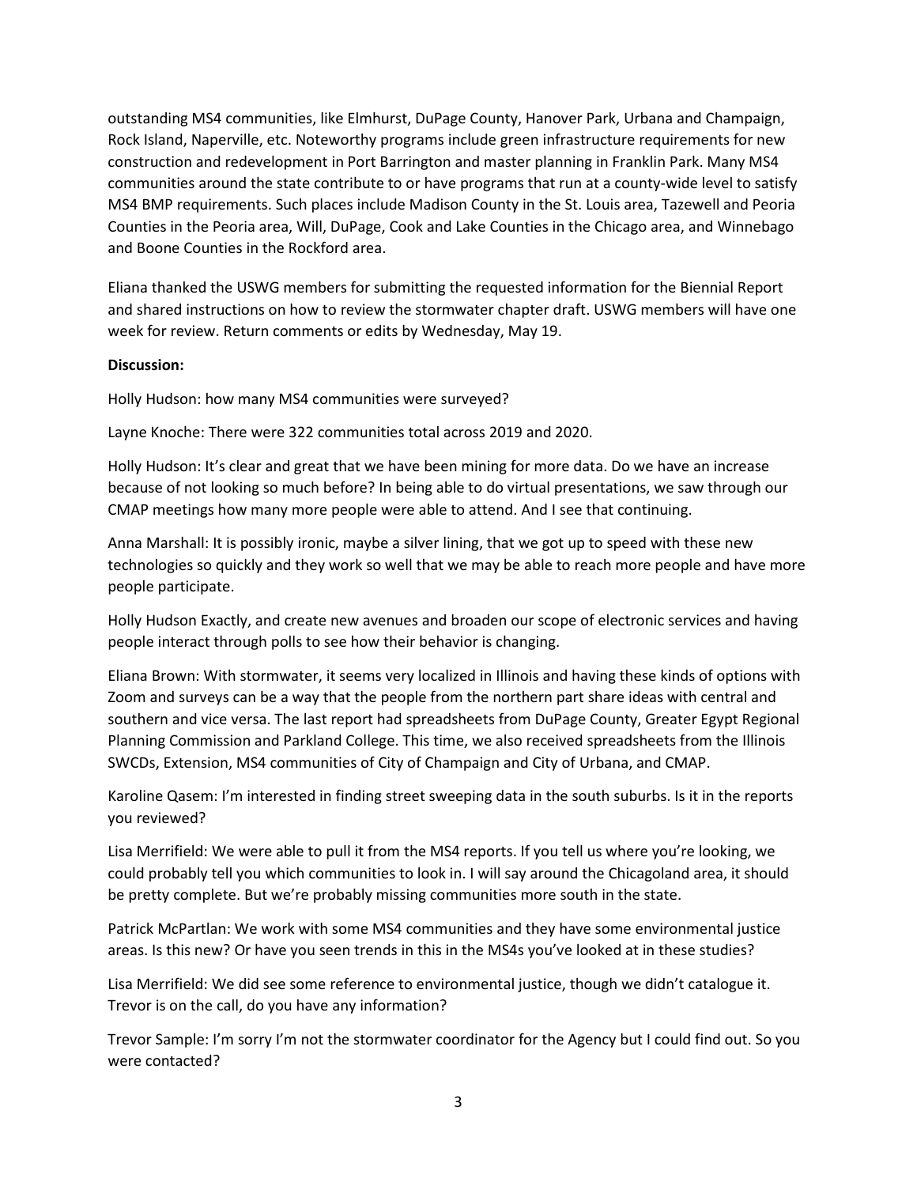outstanding MS4 communities, like Elmhurst, DuPage County, Hanover Park, Urbana and Champaign, Rock Island, Naperville, etc. Noteworthy programs include green infrastructure requirements for new construction and redevelopment in Port Barrington and master planning in Franklin Park. Many MS4 communities around the state contribute to or have programs that run at a county-wide level to satisfy MS4 BMP requirements. Such places include Madison County in the St. Louis area, Tazewell and Peoria Counties in the Peoria area, Will, DuPage, Cook and Lake Counties in the Chicago area, and Winnebago and Boone Counties in the Rockford area.

Eliana thanked the USWG members for submitting the requested information for the Biennial Report and shared instructions on how to review the stormwater chapter draft. USWG members will have one week for review. Return comments or edits by Wednesday, May 19.

**Discussion:**

Holly Hudson: how many MS4 communities were surveyed?

Layne Knoche: There were 322 communities total across 2019 and 2020.

Holly Hudson: It's clear and great that we have been mining for more data. Do we have an increase because of not looking so much before? In being able to do virtual presentations, we saw through our CMAP meetings how many more people were able to attend. And I see that continuing.

Anna Marshall: It is possibly ironic, maybe a silver lining, that we got up to speed with these new technologies so quickly and they work so well that we may be able to reach more people and have more people participate.

Holly Hudson Exactly, and create new avenues and broaden our scope of electronic services and having people interact through polls to see how their behavior is changing.

Eliana Brown: With stormwater, it seems very localized in Illinois and having these kinds of options with Zoom and surveys can be a way that the people from the northern part share ideas with central and southern and vice versa. The last report had spreadsheets from DuPage County, Greater Egypt Regional Planning Commission and Parkland College. This time, we also received spreadsheets from the Illinois SWCDs, Extension, MS4 communities of City of Champaign and City of Urbana, and CMAP.

Karoline Qasem: I'm interested in finding street sweeping data in the south suburbs. Is it in the reports you reviewed?

Lisa Merrifield: We were able to pull it from the MS4 reports. If you tell us where you're looking, we could probably tell you which communities to look in. I will say around the Chicagoland area, it should be pretty complete. But we're probably missing communities more south in the state.

Patrick McPartlan: We work with some MS4 communities and they have some environmental justice areas. Is this new? Or have you seen trends in this in the MS4s you've looked at in these studies?

Lisa Merrifield: We did see some reference to environmental justice, though we didn't catalogue it. Trevor is on the call, do you have any information?

Trevor Sample: I'm sorry I'm not the stormwater coordinator for the Agency but I could find out. So you were contacted?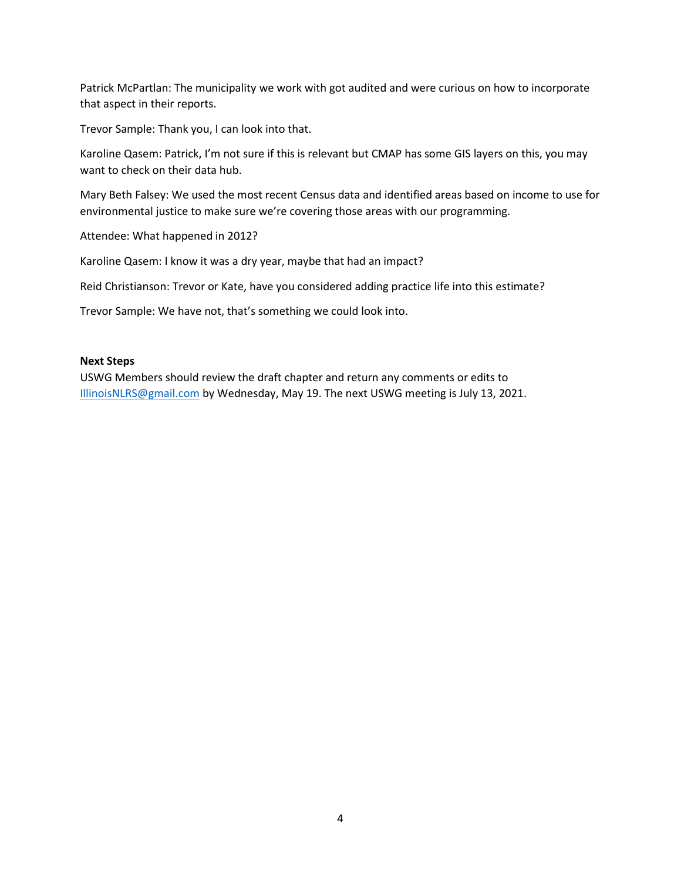Patrick McPartlan: The municipality we work with got audited and were curious on how to incorporate that aspect in their reports.

Trevor Sample: Thank you, I can look into that.

Karoline Qasem: Patrick, I'm not sure if this is relevant but CMAP has some GIS layers on this, you may want to check on their data hub.

Mary Beth Falsey: We used the most recent Census data and identified areas based on income to use for environmental justice to make sure we're covering those areas with our programming.

Attendee: What happened in 2012?

Karoline Qasem: I know it was a dry year, maybe that had an impact?

Reid Christianson: Trevor or Kate, have you considered adding practice life into this estimate?

Trevor Sample: We have not, that's something we could look into.

**Next Steps**

USWG Members should review the draft chapter and return any comments or edits to IllinoisNLRS@gmail.com by Wednesday, May 19. The next USWG meeting is July 13, 2021.